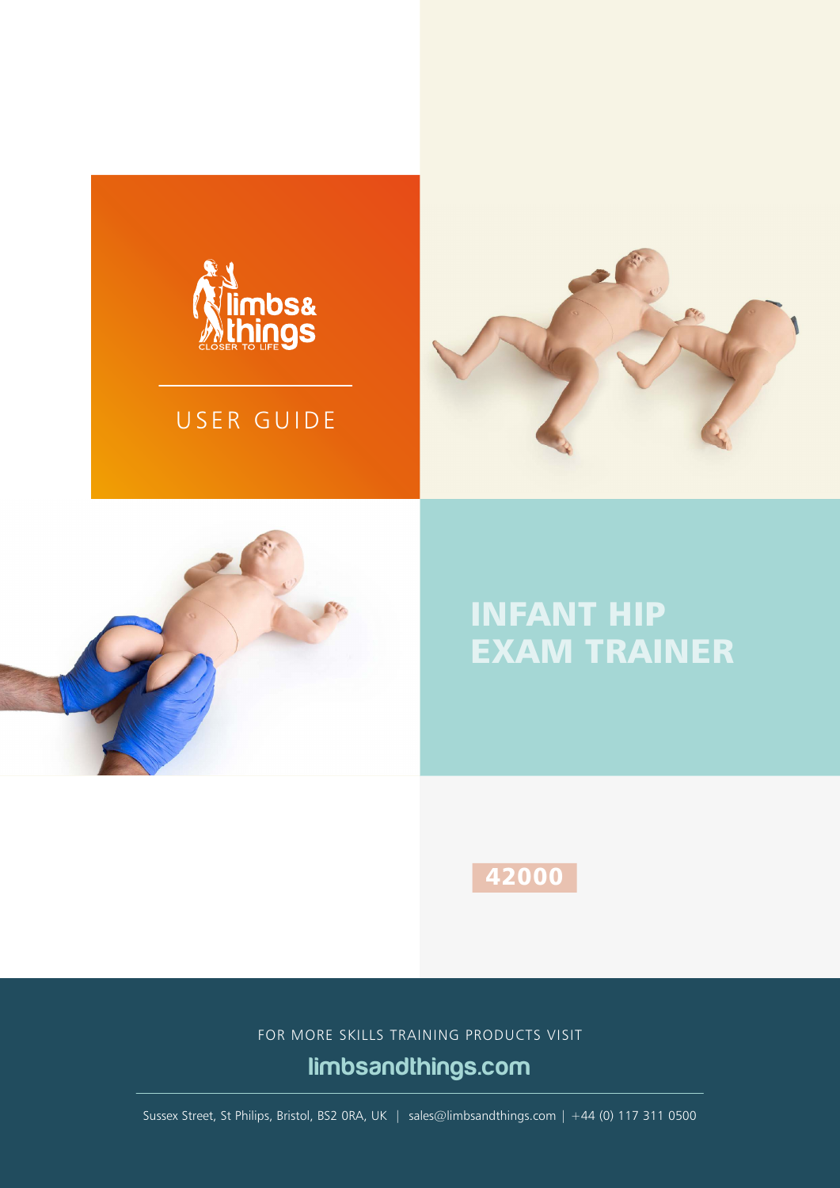limbs& things
CLOSER TO LIFE

USER GUIDE

# INFANT HIP EXAM TRAINER

**42000**

FOR MORE SKILLS TRAINING PRODUCTS VISIT

**limbsandthings.com**

Sussex Street, St Philips, Bristol, BS2 0RA, UK | sales@limbsandthings.com | +44 (0) 117 311 0500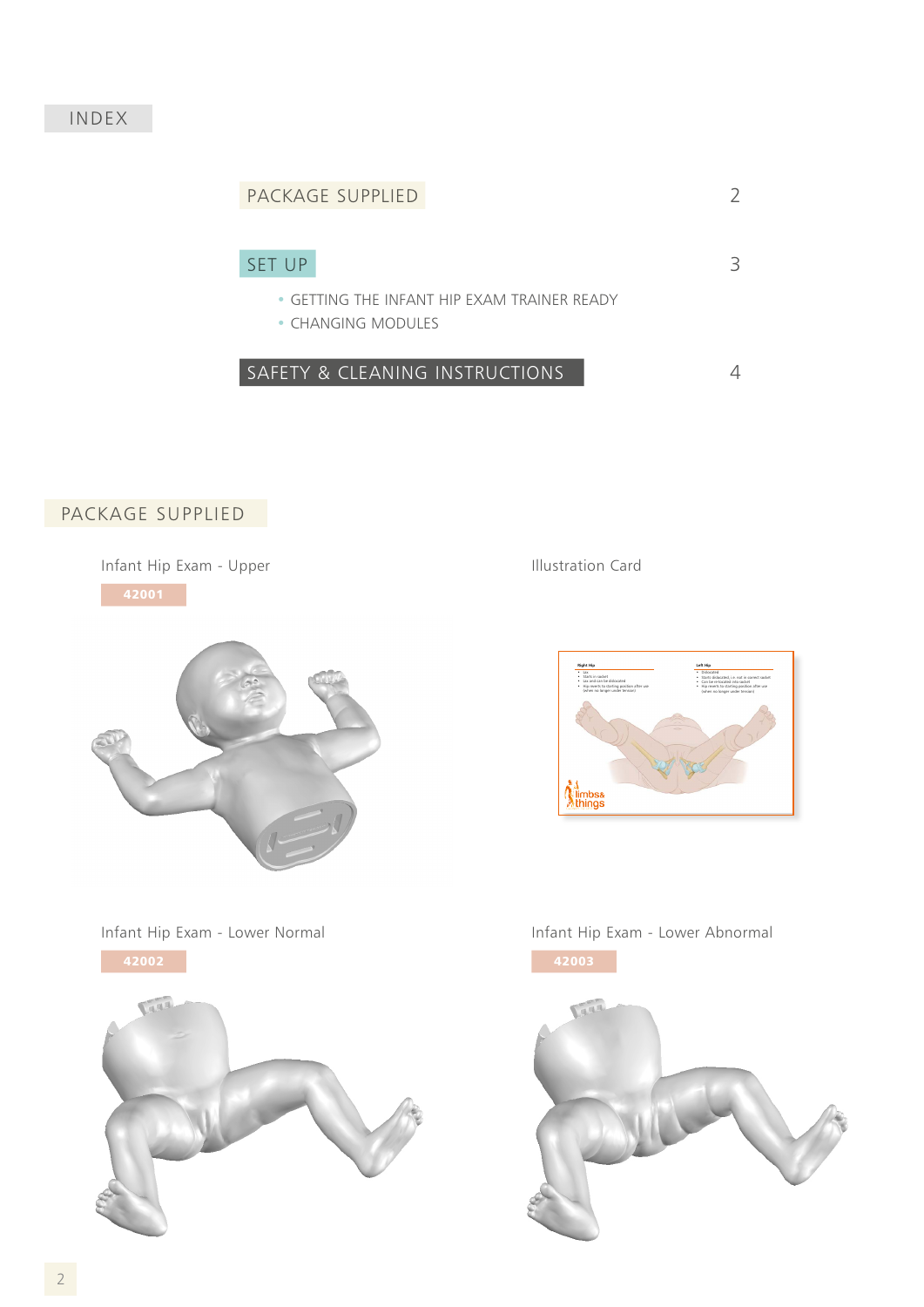# INDEX

| | |
|---|---|
| PACKAGE SUPPLIED | 2 |
| SET UP | 3 |
| • GETTING THE INFANT HIP EXAM TRAINER READY | |
| • CHANGING MODULES | |
| SAFETY & CLEANING INSTRUCTIONS | 4 |

## PACKAGE SUPPLIED

Infant Hip Exam - Upper

**42001**

Illustration Card

Infant Hip Exam - Lower Normal

**42002**

Infant Hip Exam - Lower Abnormal

**42003**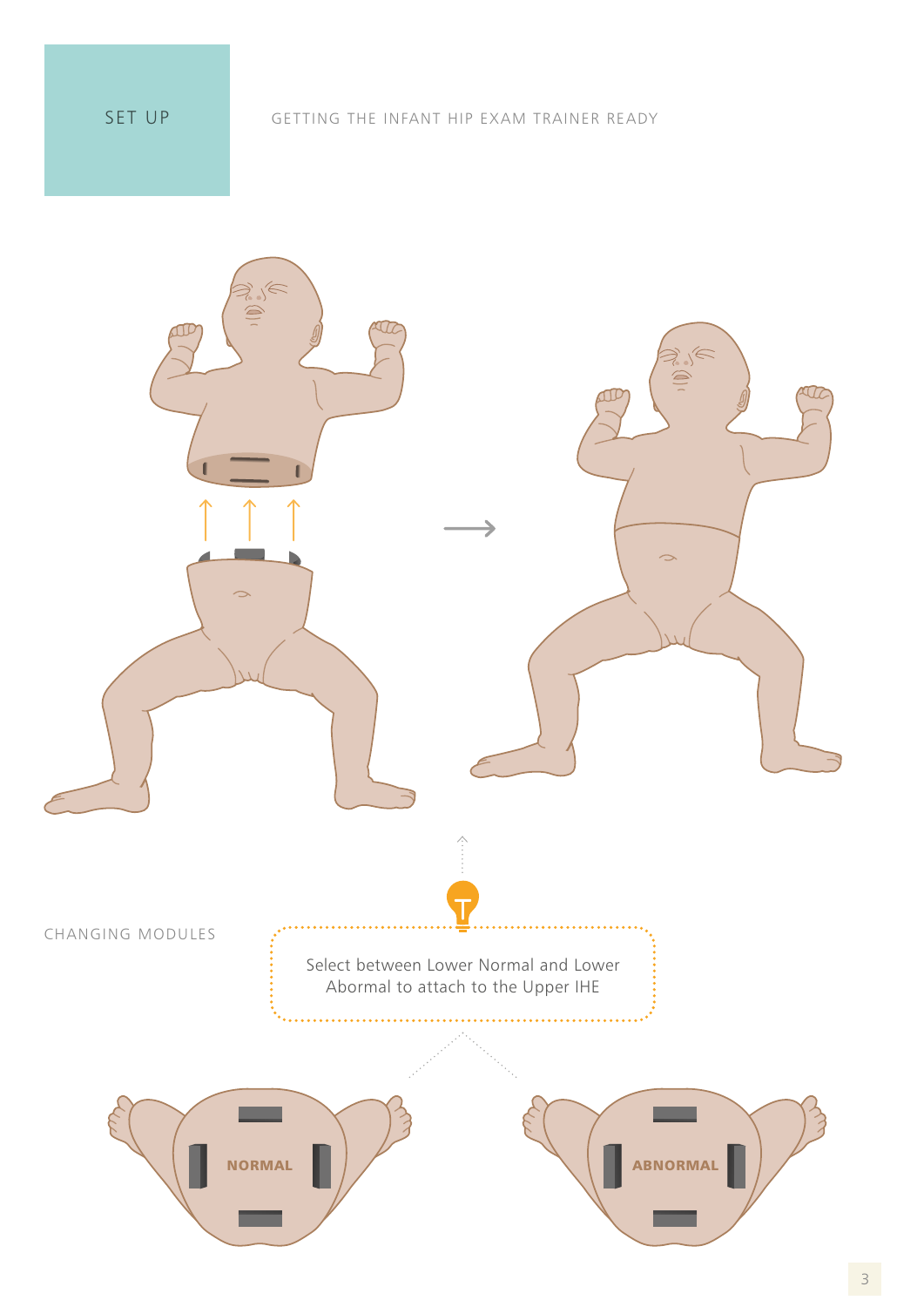# SET UP

GETTING THE INFANT HIP EXAM TRAINER READY

## CHANGING MODULES

Select between Lower Normal and Lower Abormal to attach to the Upper IHE

NORMAL

ABNORMAL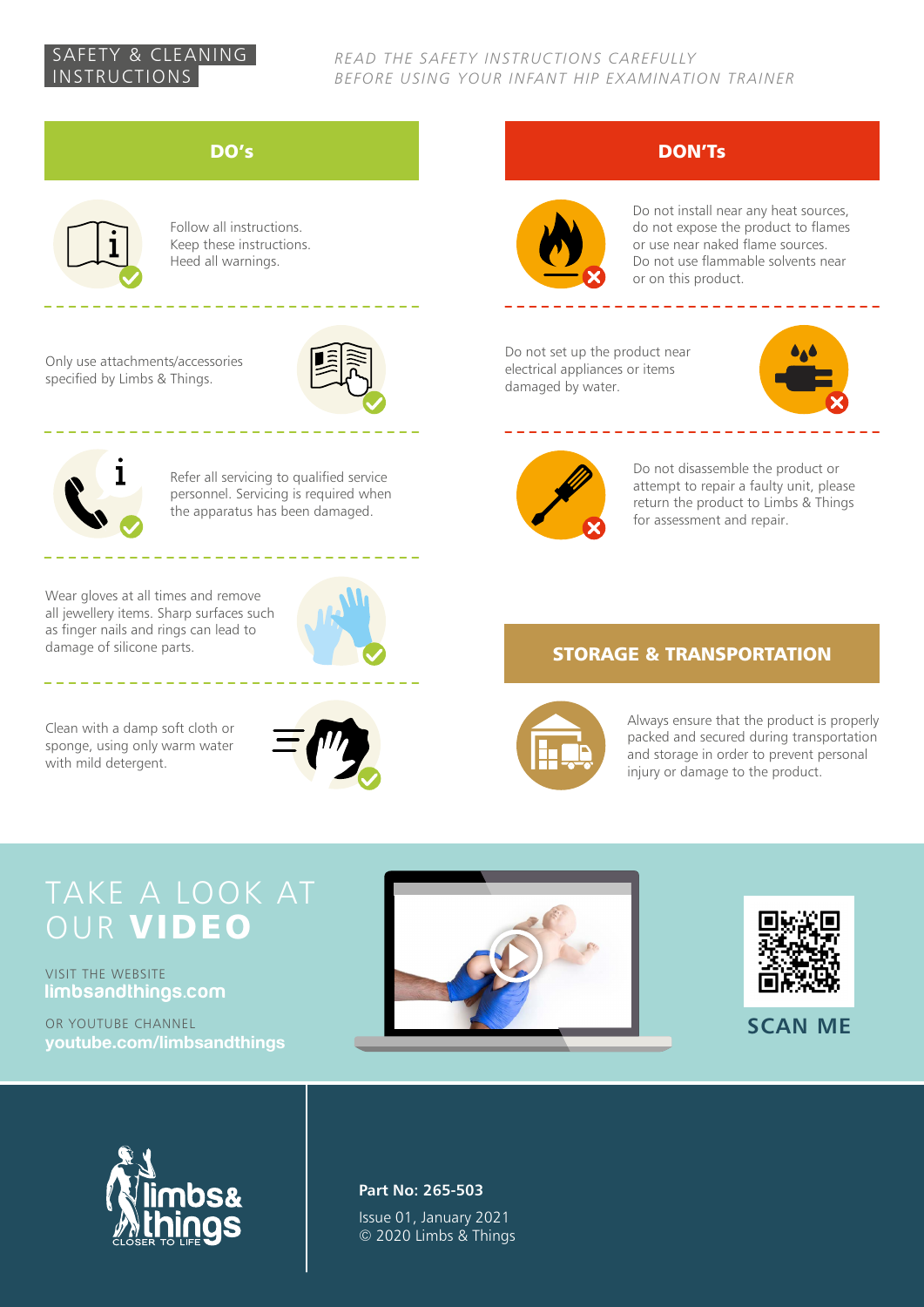## SAFETY & CLEANING INSTRUCTIONS

*READ THE SAFETY INSTRUCTIONS CAREFULLY BEFORE USING YOUR INFANT HIP EXAMINATION TRAINER*

### DO's

Follow all instructions.
Keep these instructions.
Heed all warnings.

Only use attachments/accessories specified by Limbs & Things.

Refer all servicing to qualified service personnel. Servicing is required when the apparatus has been damaged.

Wear gloves at all times and remove all jewellery items. Sharp surfaces such as finger nails and rings can lead to damage of silicone parts.

Clean with a damp soft cloth or sponge, using only warm water with mild detergent.

### DON'Ts

Do not install near any heat sources, do not expose the product to flames or use near naked flame sources. Do not use flammable solvents near or on this product.

Do not set up the product near electrical appliances or items damaged by water.

Do not disassemble the product or attempt to repair a faulty unit, please return the product to Limbs & Things for assessment and repair.

### STORAGE & TRANSPORTATION

Always ensure that the product is properly packed and secured during transportation and storage in order to prevent personal injury or damage to the product.

## TAKE A LOOK AT OUR **VIDEO**

VISIT THE WEBSITE
**limbsandthings.com**

OR YOUTUBE CHANNEL
**youtube.com/limbsandthings**

SCAN ME

limbs& things — CLOSER TO LIFE

**Part No: 265-503**

Issue 01, January 2021
© 2020 Limbs & Things